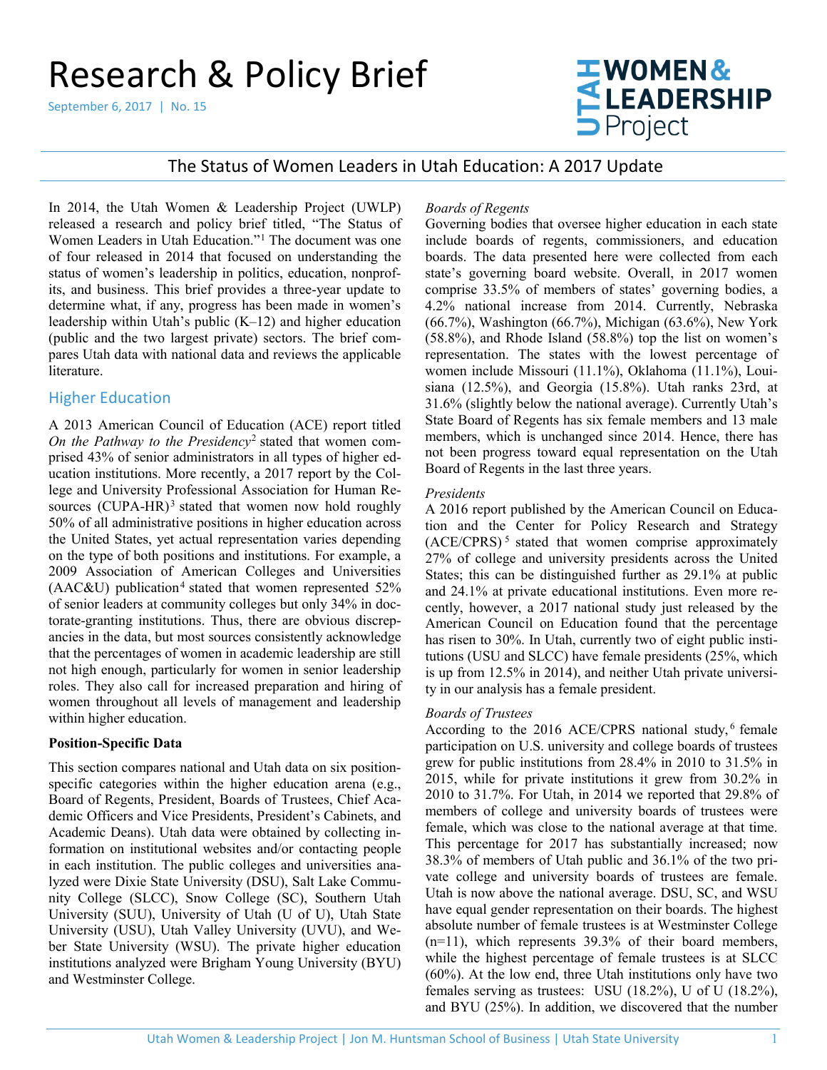# Research & Policy Brief

September 6, 2017 | No. 15

UTAH WOMEN & LEADERSHIP Project

## The Status of Women Leaders in Utah Education: A 2017 Update

In 2014, the Utah Women & Leadership Project (UWLP) released a research and policy brief titled, "The Status of Women Leaders in Utah Education."[1] The document was one of four released in 2014 that focused on understanding the status of women's leadership in politics, education, nonprofits, and business. This brief provides a three-year update to determine what, if any, progress has been made in women's leadership within Utah's public (K–12) and higher education (public and the two largest private) sectors. The brief compares Utah data with national data and reviews the applicable literature.

## Higher Education

A 2013 American Council of Education (ACE) report titled *On the Pathway to the Presidency*[2] stated that women comprised 43% of senior administrators in all types of higher education institutions. More recently, a 2017 report by the College and University Professional Association for Human Resources (CUPA-HR)[3] stated that women now hold roughly 50% of all administrative positions in higher education across the United States, yet actual representation varies depending on the type of both positions and institutions. For example, a 2009 Association of American Colleges and Universities (AAC&U) publication[4] stated that women represented 52% of senior leaders at community colleges but only 34% in doctorate-granting institutions. Thus, there are obvious discrepancies in the data, but most sources consistently acknowledge that the percentages of women in academic leadership are still not high enough, particularly for women in senior leadership roles. They also call for increased preparation and hiring of women throughout all levels of management and leadership within higher education.

**Position-Specific Data**

This section compares national and Utah data on six position-specific categories within the higher education arena (e.g., Board of Regents, President, Boards of Trustees, Chief Academic Officers and Vice Presidents, President's Cabinets, and Academic Deans). Utah data were obtained by collecting information on institutional websites and/or contacting people in each institution. The public colleges and universities analyzed were Dixie State University (DSU), Salt Lake Community College (SLCC), Snow College (SC), Southern Utah University (SUU), University of Utah (U of U), Utah State University (USU), Utah Valley University (UVU), and Weber State University (WSU). The private higher education institutions analyzed were Brigham Young University (BYU) and Westminster College.

*Boards of Regents*

Governing bodies that oversee higher education in each state include boards of regents, commissioners, and education boards. The data presented here were collected from each state's governing board website. Overall, in 2017 women comprise 33.5% of members of states' governing bodies, a 4.2% national increase from 2014. Currently, Nebraska (66.7%), Washington (66.7%), Michigan (63.6%), New York (58.8%), and Rhode Island (58.8%) top the list on women's representation. The states with the lowest percentage of women include Missouri (11.1%), Oklahoma (11.1%), Louisiana (12.5%), and Georgia (15.8%). Utah ranks 23rd, at 31.6% (slightly below the national average). Currently Utah's State Board of Regents has six female members and 13 male members, which is unchanged since 2014. Hence, there has not been progress toward equal representation on the Utah Board of Regents in the last three years.

*Presidents*

A 2016 report published by the American Council on Education and the Center for Policy Research and Strategy (ACE/CPRS)[5] stated that women comprise approximately 27% of college and university presidents across the United States; this can be distinguished further as 29.1% at public and 24.1% at private educational institutions. Even more recently, however, a 2017 national study just released by the American Council on Education found that the percentage has risen to 30%. In Utah, currently two of eight public institutions (USU and SLCC) have female presidents (25%, which is up from 12.5% in 2014), and neither Utah private university in our analysis has a female president.

*Boards of Trustees*

According to the 2016 ACE/CPRS national study,[6] female participation on U.S. university and college boards of trustees grew for public institutions from 28.4% in 2010 to 31.5% in 2015, while for private institutions it grew from 30.2% in 2010 to 31.7%. For Utah, in 2014 we reported that 29.8% of members of college and university boards of trustees were female, which was close to the national average at that time. This percentage for 2017 has substantially increased; now 38.3% of members of Utah public and 36.1% of the two private college and university boards of trustees are female. Utah is now above the national average. DSU, SC, and WSU have equal gender representation on their boards. The highest absolute number of female trustees is at Westminster College (n=11), which represents 39.3% of their board members, while the highest percentage of female trustees is at SLCC (60%). At the low end, three Utah institutions only have two females serving as trustees: USU (18.2%), U of U (18.2%), and BYU (25%). In addition, we discovered that the number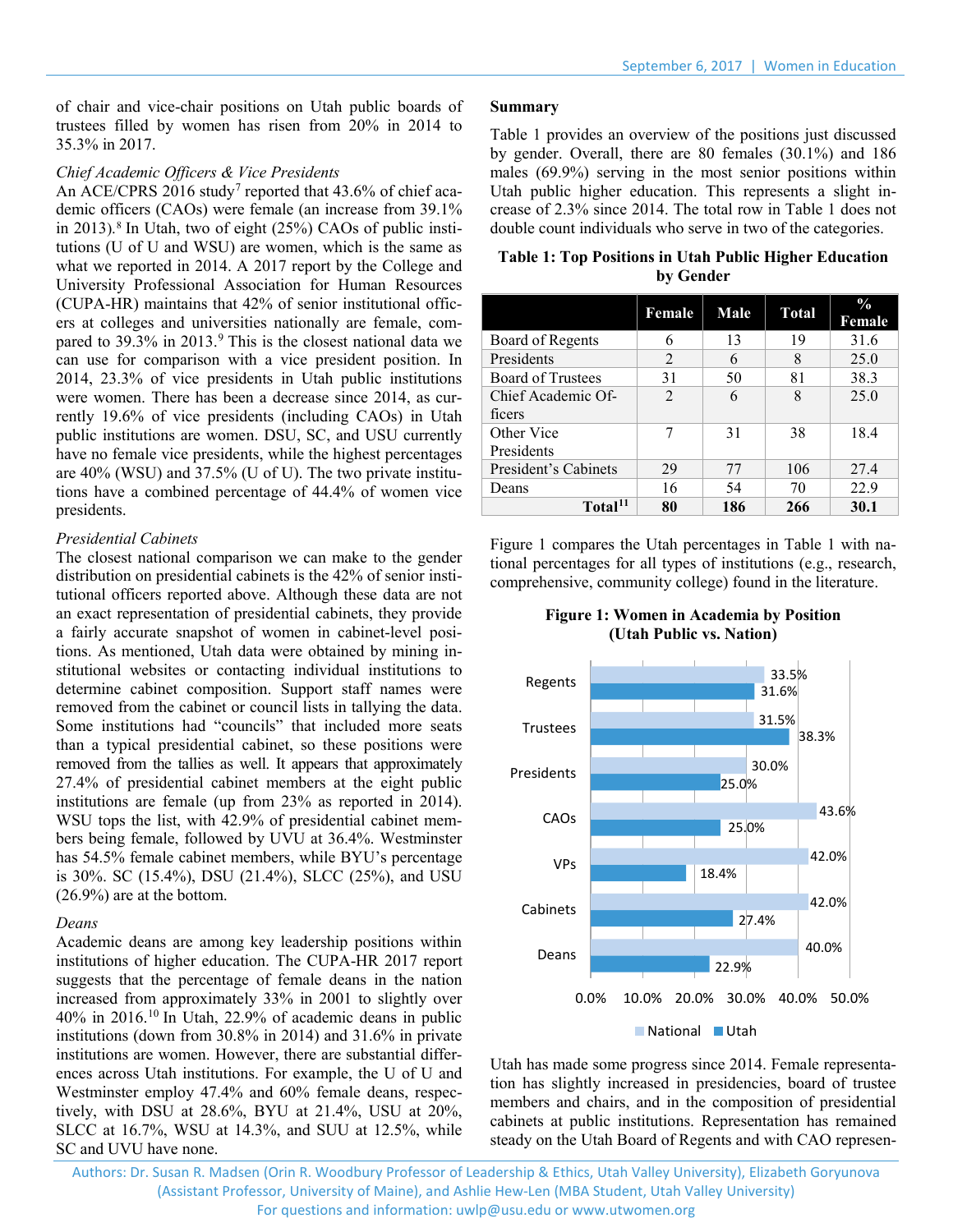of chair and vice-chair positions on Utah public boards of trustees filled by women has risen from 20% in 2014 to 35.3% in 2017.

*Chief Academic Officers & Vice Presidents*

An ACE/CPRS 2016 study[7] reported that 43.6% of chief academic officers (CAOs) were female (an increase from 39.1% in 2013).[8] In Utah, two of eight (25%) CAOs of public institutions (U of U and WSU) are women, which is the same as what we reported in 2014. A 2017 report by the College and University Professional Association for Human Resources (CUPA-HR) maintains that 42% of senior institutional officers at colleges and universities nationally are female, compared to 39.3% in 2013.[9] This is the closest national data we can use for comparison with a vice president position. In 2014, 23.3% of vice presidents in Utah public institutions were women. There has been a decrease since 2014, as currently 19.6% of vice presidents (including CAOs) in Utah public institutions are women. DSU, SC, and USU currently have no female vice presidents, while the highest percentages are 40% (WSU) and 37.5% (U of U). The two private institutions have a combined percentage of 44.4% of women vice presidents.

*Presidential Cabinets*

The closest national comparison we can make to the gender distribution on presidential cabinets is the 42% of senior institutional officers reported above. Although these data are not an exact representation of presidential cabinets, they provide a fairly accurate snapshot of women in cabinet-level positions. As mentioned, Utah data were obtained by mining institutional websites or contacting individual institutions to determine cabinet composition. Support staff names were removed from the cabinet or council lists in tallying the data. Some institutions had "councils" that included more seats than a typical presidential cabinet, so these positions were removed from the tallies as well. It appears that approximately 27.4% of presidential cabinet members at the eight public institutions are female (up from 23% as reported in 2014). WSU tops the list, with 42.9% of presidential cabinet members being female, followed by UVU at 36.4%. Westminster has 54.5% female cabinet members, while BYU's percentage is 30%. SC (15.4%), DSU (21.4%), SLCC (25%), and USU (26.9%) are at the bottom.

*Deans*

Academic deans are among key leadership positions within institutions of higher education. The CUPA-HR 2017 report suggests that the percentage of female deans in the nation increased from approximately 33% in 2001 to slightly over 40% in 2016.[10] In Utah, 22.9% of academic deans in public institutions (down from 30.8% in 2014) and 31.6% in private institutions are women. However, there are substantial differences across Utah institutions. For example, the U of U and Westminster employ 47.4% and 60% female deans, respectively, with DSU at 28.6%, BYU at 21.4%, USU at 20%, SLCC at 16.7%, WSU at 14.3%, and SUU at 12.5%, while SC and UVU have none.

**Summary**

Table 1 provides an overview of the positions just discussed by gender. Overall, there are 80 females (30.1%) and 186 males (69.9%) serving in the most senior positions within Utah public higher education. This represents a slight increase of 2.3% since 2014. The total row in Table 1 does not double count individuals who serve in two of the categories.

**Table 1: Top Positions in Utah Public Higher Education by Gender**

| | Female | Male | Total | % Female |
|---|---|---|---|---|
| Board of Regents | 6 | 13 | 19 | 31.6 |
| Presidents | 2 | 6 | 8 | 25.0 |
| Board of Trustees | 31 | 50 | 81 | 38.3 |
| Chief Academic Officers | 2 | 6 | 8 | 25.0 |
| Other Vice Presidents | 7 | 31 | 38 | 18.4 |
| President's Cabinets | 29 | 77 | 106 | 27.4 |
| Deans | 16 | 54 | 70 | 22.9 |
| **Total[11]** | **80** | **186** | **266** | **30.1** |

Figure 1 compares the Utah percentages in Table 1 with national percentages for all types of institutions (e.g., research, comprehensive, community college) found in the literature.

**Figure 1: Women in Academia by Position (Utah Public vs. Nation)**

| Position | National | Utah |
|---|---|---|
| Regents | 33.5% | 31.6% |
| Trustees | 31.5% | 38.3% |
| Presidents | 30.0% | 25.0% |
| CAOs | 43.6% | 25.0% |
| VPs | 42.0% | 18.4% |
| Cabinets | 42.0% | 27.4% |
| Deans | 40.0% | 22.9% |

Utah has made some progress since 2014. Female representation has slightly increased in presidencies, board of trustee members and chairs, and in the composition of presidential cabinets at public institutions. Representation has remained steady on the Utah Board of Regents and with CAO represen-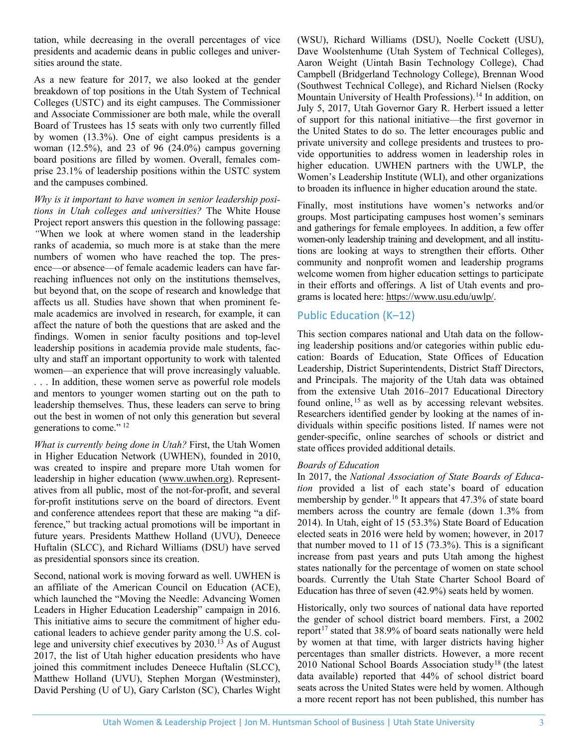tation, while decreasing in the overall percentages of vice presidents and academic deans in public colleges and universities around the state.

As a new feature for 2017, we also looked at the gender breakdown of top positions in the Utah System of Technical Colleges (USTC) and its eight campuses. The Commissioner and Associate Commissioner are both male, while the overall Board of Trustees has 15 seats with only two currently filled by women (13.3%). One of eight campus presidents is a woman (12.5%), and 23 of 96 (24.0%) campus governing board positions are filled by women. Overall, females comprise 23.1% of leadership positions within the USTC system and the campuses combined.

*Why is it important to have women in senior leadership positions in Utah colleges and universities?* The White House Project report answers this question in the following passage: *"*When we look at where women stand in the leadership ranks of academia, so much more is at stake than the mere numbers of women who have reached the top. The presence—or absence—of female academic leaders can have far-reaching influences not only on the institutions themselves, but beyond that, on the scope of research and knowledge that affects us all. Studies have shown that when prominent female academics are involved in research, for example, it can affect the nature of both the questions that are asked and the findings. Women in senior faculty positions and top-level leadership positions in academia provide male students, faculty and staff an important opportunity to work with talented women—an experience that will prove increasingly valuable. . . . In addition, these women serve as powerful role models and mentors to younger women starting out on the path to leadership themselves. Thus, these leaders can serve to bring out the best in women of not only this generation but several generations to come." [12]

*What is currently being done in Utah?* First, the Utah Women in Higher Education Network (UWHEN), founded in 2010, was created to inspire and prepare more Utah women for leadership in higher education (www.uwhen.org). Representatives from all public, most of the not-for-profit, and several for-profit institutions serve on the board of directors. Event and conference attendees report that these are making "a difference," but tracking actual promotions will be important in future years. Presidents Matthew Holland (UVU), Deneece Huftalin (SLCC), and Richard Williams (DSU) have served as presidential sponsors since its creation.

Second, national work is moving forward as well. UWHEN is an affiliate of the American Council on Education (ACE), which launched the "Moving the Needle: Advancing Women Leaders in Higher Education Leadership" campaign in 2016. This initiative aims to secure the commitment of higher educational leaders to achieve gender parity among the U.S. college and university chief executives by 2030.[13] As of August 2017, the list of Utah higher education presidents who have joined this commitment includes Deneece Huftalin (SLCC), Matthew Holland (UVU), Stephen Morgan (Westminster), David Pershing (U of U), Gary Carlston (SC), Charles Wight (WSU), Richard Williams (DSU), Noelle Cockett (USU), Dave Woolstenhume (Utah System of Technical Colleges), Aaron Weight (Uintah Basin Technology College), Chad Campbell (Bridgerland Technology College), Brennan Wood (Southwest Technical College), and Richard Nielsen (Rocky Mountain University of Health Professions).[14] In addition, on July 5, 2017, Utah Governor Gary R. Herbert issued a letter of support for this national initiative—the first governor in the United States to do so. The letter encourages public and private university and college presidents and trustees to provide opportunities to address women in leadership roles in higher education. UWHEN partners with the UWLP, the Women's Leadership Institute (WLI), and other organizations to broaden its influence in higher education around the state.

Finally, most institutions have women's networks and/or groups. Most participating campuses host women's seminars and gatherings for female employees. In addition, a few offer women-only leadership training and development, and all institutions are looking at ways to strengthen their efforts. Other community and nonprofit women and leadership programs welcome women from higher education settings to participate in their efforts and offerings. A list of Utah events and programs is located here: https://www.usu.edu/uwlp/.

## Public Education (K–12)

This section compares national and Utah data on the following leadership positions and/or categories within public education: Boards of Education, State Offices of Education Leadership, District Superintendents, District Staff Directors, and Principals. The majority of the Utah data was obtained from the extensive Utah 2016–2017 Educational Directory found online,[15] as well as by accessing relevant websites. Researchers identified gender by looking at the names of individuals within specific positions listed. If names were not gender-specific, online searches of schools or district and state offices provided additional details.

### *Boards of Education*

In 2017, the *National Association of State Boards of Education* provided a list of each state's board of education membership by gender.[16] It appears that 47.3% of state board members across the country are female (down 1.3% from 2014). In Utah, eight of 15 (53.3%) State Board of Education elected seats in 2016 were held by women; however, in 2017 that number moved to 11 of 15 (73.3%). This is a significant increase from past years and puts Utah among the highest states nationally for the percentage of women on state school boards. Currently the Utah State Charter School Board of Education has three of seven (42.9%) seats held by women.

Historically, only two sources of national data have reported the gender of school district board members. First, a 2002 report[17] stated that 38.9% of board seats nationally were held by women at that time, with larger districts having higher percentages than smaller districts. However, a more recent 2010 National School Boards Association study[18] (the latest data available) reported that 44% of school district board seats across the United States were held by women. Although a more recent report has not been published, this number has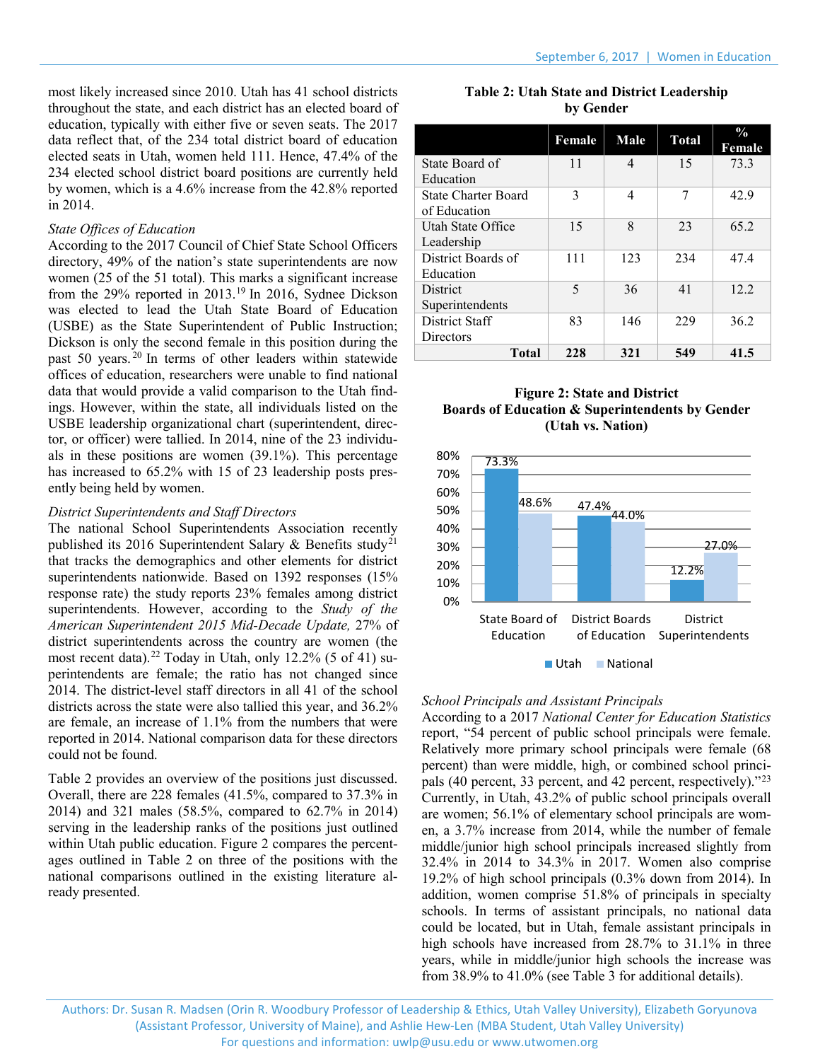most likely increased since 2010. Utah has 41 school districts throughout the state, and each district has an elected board of education, typically with either five or seven seats. The 2017 data reflect that, of the 234 total district board of education elected seats in Utah, women held 111. Hence, 47.4% of the 234 elected school district board positions are currently held by women, which is a 4.6% increase from the 42.8% reported in 2014.

*State Offices of Education*

According to the 2017 Council of Chief State School Officers directory, 49% of the nation's state superintendents are now women (25 of the 51 total). This marks a significant increase from the 29% reported in 2013.[19] In 2016, Sydnee Dickson was elected to lead the Utah State Board of Education (USBE) as the State Superintendent of Public Instruction; Dickson is only the second female in this position during the past 50 years.[20] In terms of other leaders within statewide offices of education, researchers were unable to find national data that would provide a valid comparison to the Utah findings. However, within the state, all individuals listed on the USBE leadership organizational chart (superintendent, director, or officer) were tallied. In 2014, nine of the 23 individuals in these positions are women (39.1%). This percentage has increased to 65.2% with 15 of 23 leadership posts presently being held by women.

*District Superintendents and Staff Directors*

The national School Superintendents Association recently published its 2016 Superintendent Salary & Benefits study[21] that tracks the demographics and other elements for district superintendents nationwide. Based on 1392 responses (15% response rate) the study reports 23% females among district superintendents. However, according to the *Study of the American Superintendent 2015 Mid-Decade Update,* 27% of district superintendents across the country are women (the most recent data).[22] Today in Utah, only 12.2% (5 of 41) superintendents are female; the ratio has not changed since 2014. The district-level staff directors in all 41 of the school districts across the state were also tallied this year, and 36.2% are female, an increase of 1.1% from the numbers that were reported in 2014. National comparison data for these directors could not be found.

Table 2 provides an overview of the positions just discussed. Overall, there are 228 females (41.5%, compared to 37.3% in 2014) and 321 males (58.5%, compared to 62.7% in 2014) serving in the leadership ranks of the positions just outlined within Utah public education. Figure 2 compares the percentages outlined in Table 2 on three of the positions with the national comparisons outlined in the existing literature already presented.

**Table 2: Utah State and District Leadership by Gender**

| | Female | Male | Total | % Female |
|---|---|---|---|---|
| State Board of Education | 11 | 4 | 15 | 73.3 |
| State Charter Board of Education | 3 | 4 | 7 | 42.9 |
| Utah State Office Leadership | 15 | 8 | 23 | 65.2 |
| District Boards of Education | 111 | 123 | 234 | 47.4 |
| District Superintendents | 5 | 36 | 41 | 12.2 |
| District Staff Directors | 83 | 146 | 229 | 36.2 |
| **Total** | **228** | **321** | **549** | **41.5** |

**Figure 2: State and District Boards of Education & Superintendents by Gender (Utah vs. Nation)**

| | Utah | National |
|---|---|---|
| State Board of Education | 73.3% | 48.6% |
| District Boards of Education | 47.4% | 44.0% |
| District Superintendents | 12.2% | 27.0% |

*School Principals and Assistant Principals*

According to a 2017 *National Center for Education Statistics* report, "54 percent of public school principals were female. Relatively more primary school principals were female (68 percent) than were middle, high, or combined school principals (40 percent, 33 percent, and 42 percent, respectively)."[23] Currently, in Utah, 43.2% of public school principals overall are women; 56.1% of elementary school principals are women, a 3.7% increase from 2014, while the number of female middle/junior high school principals increased slightly from 32.4% in 2014 to 34.3% in 2017. Women also comprise 19.2% of high school principals (0.3% down from 2014). In addition, women comprise 51.8% of principals in specialty schools. In terms of assistant principals, no national data could be located, but in Utah, female assistant principals in high schools have increased from 28.7% to 31.1% in three years, while in middle/junior high schools the increase was from 38.9% to 41.0% (see Table 3 for additional details).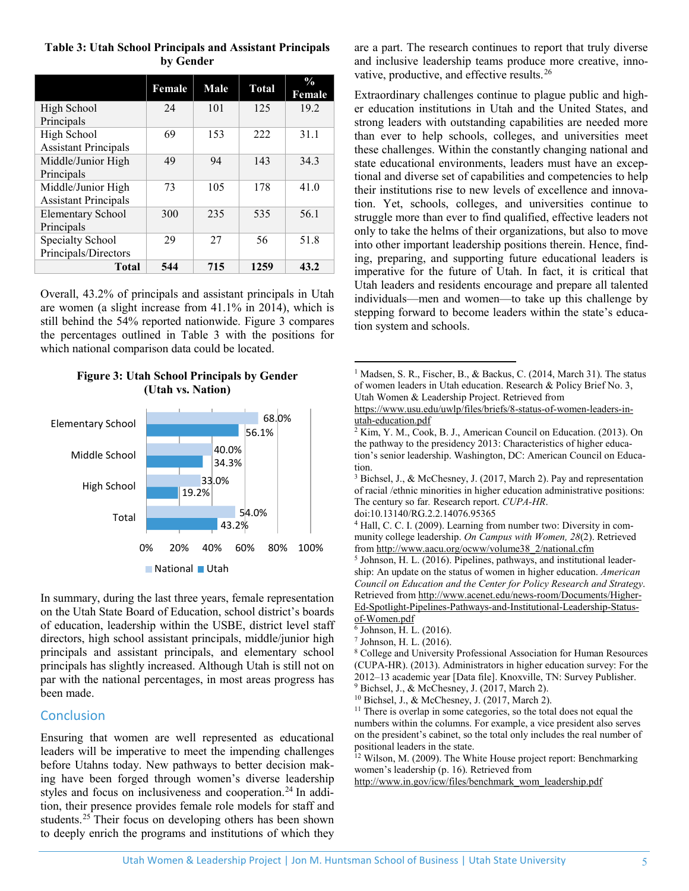**Table 3: Utah School Principals and Assistant Principals by Gender**

| | Female | Male | Total | % Female |
|---|---|---|---|---|
| High School Principals | 24 | 101 | 125 | 19.2 |
| High School Assistant Principals | 69 | 153 | 222 | 31.1 |
| Middle/Junior High Principals | 49 | 94 | 143 | 34.3 |
| Middle/Junior High Assistant Principals | 73 | 105 | 178 | 41.0 |
| Elementary School Principals | 300 | 235 | 535 | 56.1 |
| Specialty School Principals/Directors | 29 | 27 | 56 | 51.8 |
| **Total** | **544** | **715** | **1259** | **43.2** |

Overall, 43.2% of principals and assistant principals in Utah are women (a slight increase from 41.1% in 2014), which is still behind the 54% reported nationwide. Figure 3 compares the percentages outlined in Table 3 with the positions for which national comparison data could be located.

**Figure 3: Utah School Principals by Gender (Utah vs. Nation)**

| | National | Utah |
|---|---|---|
| Elementary School | 68.0% | 56.1% |
| Middle School | 40.0% | 34.3% |
| High School | 33.0% | 19.2% |
| Total | 54.0% | 43.2% |

In summary, during the last three years, female representation on the Utah State Board of Education, school district's boards of education, leadership within the USBE, district level staff directors, high school assistant principals, middle/junior high principals and assistant principals, and elementary school principals has slightly increased. Although Utah is still not on par with the national percentages, in most areas progress has been made.

## Conclusion

Ensuring that women are well represented as educational leaders will be imperative to meet the impending challenges before Utahns today. New pathways to better decision making have been forged through women's diverse leadership styles and focus on inclusiveness and cooperation.[24] In addition, their presence provides female role models for staff and students.[25] Their focus on developing others has been shown to deeply enrich the programs and institutions of which they are a part. The research continues to report that truly diverse and inclusive leadership teams produce more creative, innovative, productive, and effective results.[26]

Extraordinary challenges continue to plague public and higher education institutions in Utah and the United States, and strong leaders with outstanding capabilities are needed more than ever to help schools, colleges, and universities meet these challenges. Within the constantly changing national and state educational environments, leaders must have an exceptional and diverse set of capabilities and competencies to help their institutions rise to new levels of excellence and innovation. Yet, schools, colleges, and universities continue to struggle more than ever to find qualified, effective leaders not only to take the helms of their organizations, but also to move into other important leadership positions therein. Hence, finding, preparing, and supporting future educational leaders is imperative for the future of Utah. In fact, it is critical that Utah leaders and residents encourage and prepare all talented individuals—men and women—to take up this challenge by stepping forward to become leaders within the state's education system and schools.

---

[1] Madsen, S. R., Fischer, B., & Backus, C. (2014, March 31). The status of women leaders in Utah education. Research & Policy Brief No. 3, Utah Women & Leadership Project. Retrieved from https://www.usu.edu/uwlp/files/briefs/8-status-of-women-leaders-in-utah-education.pdf

[2] Kim, Y. M., Cook, B. J., American Council on Education. (2013). On the pathway to the presidency 2013: Characteristics of higher education's senior leadership. Washington, DC: American Council on Education.

[3] Bichsel, J., & McChesney, J. (2017, March 2). Pay and representation of racial /ethnic minorities in higher education administrative positions: The century so far. Research report. *CUPA-HR*. doi:10.13140/RG.2.2.14076.95365

[4] Hall, C. C. I. (2009). Learning from number two: Diversity in community college leadership. *On Campus with Women, 28*(2). Retrieved from http://www.aacu.org/ocww/volume38_2/national.cfm

[5] Johnson, H. L. (2016). Pipelines, pathways, and institutional leadership: An update on the status of women in higher education. *American Council on Education and the Center for Policy Research and Strategy*. Retrieved from http://www.acenet.edu/news-room/Documents/Higher-Ed-Spotlight-Pipelines-Pathways-and-Institutional-Leadership-Status-of-Women.pdf

[6] Johnson, H. L. (2016).

[7] Johnson, H. L. (2016).

[8] College and University Professional Association for Human Resources (CUPA-HR). (2013). Administrators in higher education survey: For the 2012–13 academic year [Data file]. Knoxville, TN: Survey Publisher.

[9] Bichsel, J., & McChesney, J. (2017, March 2).

[10] Bichsel, J., & McChesney, J. (2017, March 2).

[11] There is overlap in some categories, so the total does not equal the numbers within the columns. For example, a vice president also serves on the president's cabinet, so the total only includes the real number of positional leaders in the state.

[12] Wilson, M. (2009). The White House project report: Benchmarking women's leadership (p. 16). Retrieved from http://www.in.gov/icw/files/benchmark_wom_leadership.pdf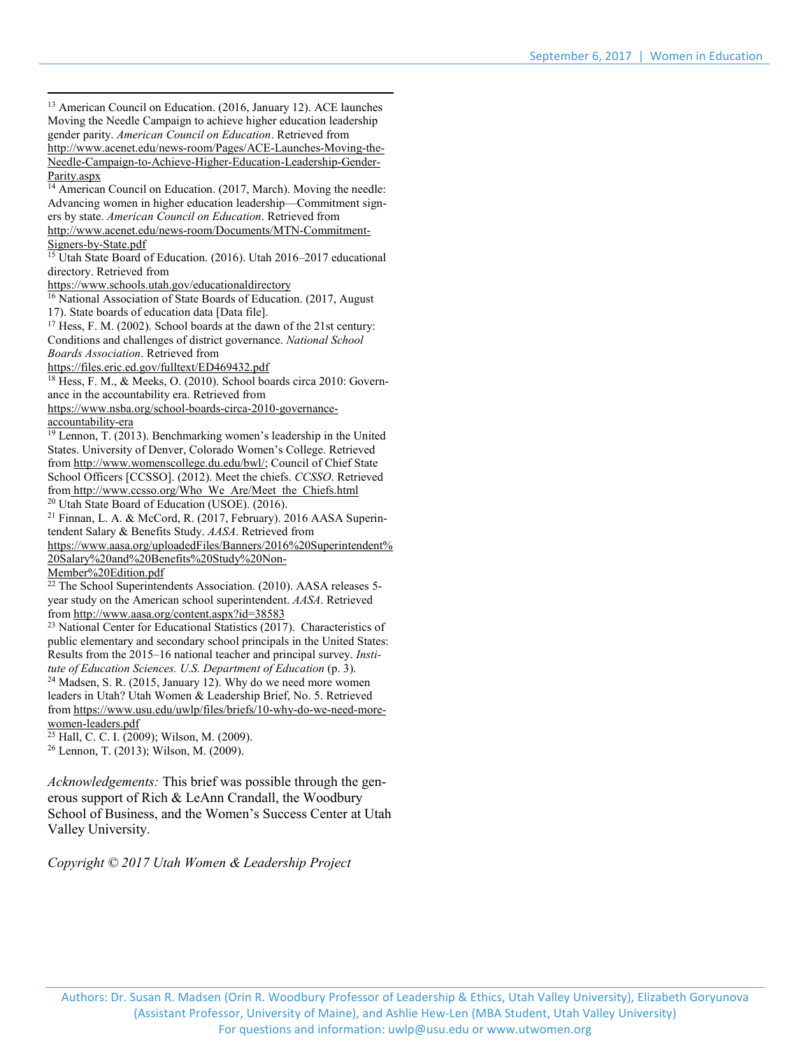[13] American Council on Education. (2016, January 12). ACE launches Moving the Needle Campaign to achieve higher education leadership gender parity. *American Council on Education*. Retrieved from http://www.acenet.edu/news-room/Pages/ACE-Launches-Moving-the-Needle-Campaign-to-Achieve-Higher-Education-Leadership-Gender-Parity.aspx

[14] American Council on Education. (2017, March). Moving the needle: Advancing women in higher education leadership—Commitment signers by state. *American Council on Education*. Retrieved from http://www.acenet.edu/news-room/Documents/MTN-Commitment-Signers-by-State.pdf

[15] Utah State Board of Education. (2016). Utah 2016–2017 educational directory. Retrieved from https://www.schools.utah.gov/educationaldirectory

[16] National Association of State Boards of Education. (2017, August 17). State boards of education data [Data file].

[17] Hess, F. M. (2002). School boards at the dawn of the 21st century: Conditions and challenges of district governance. *National School Boards Association*. Retrieved from https://files.eric.ed.gov/fulltext/ED469432.pdf

[18] Hess, F. M., & Meeks, O. (2010). School boards circa 2010: Governance in the accountability era. Retrieved from https://www.nsba.org/school-boards-circa-2010-governance-accountability-era

[19] Lennon, T. (2013). Benchmarking women's leadership in the United States. University of Denver, Colorado Women's College. Retrieved from http://www.womenscollege.du.edu/bwl/; Council of Chief State School Officers [CCSSO]. (2012). Meet the chiefs. *CCSSO*. Retrieved from http://www.ccsso.org/Who_We_Are/Meet_the_Chiefs.html

[20] Utah State Board of Education (USOE). (2016).

[21] Finnan, L. A. & McCord, R. (2017, February). 2016 AASA Superintendent Salary & Benefits Study. *AASA*. Retrieved from https://www.aasa.org/uploadedFiles/Banners/2016%20Superintendent%20Salary%20and%20Benefits%20Study%20Non-Member%20Edition.pdf

[22] The School Superintendents Association. (2010). AASA releases 5-year study on the American school superintendent. *AASA*. Retrieved from http://www.aasa.org/content.aspx?id=38583

[23] National Center for Educational Statistics (2017). Characteristics of public elementary and secondary school principals in the United States: Results from the 2015–16 national teacher and principal survey. *Institute of Education Sciences. U.S. Department of Education* (p. 3).

[24] Madsen, S. R. (2015, January 12). Why do we need more women leaders in Utah? Utah Women & Leadership Brief, No. 5. Retrieved from https://www.usu.edu/uwlp/files/briefs/10-why-do-we-need-more-women-leaders.pdf

[25] Hall, C. C. I. (2009); Wilson, M. (2009).

[26] Lennon, T. (2013); Wilson, M. (2009).

*Acknowledgements:* This brief was possible through the generous support of Rich & LeAnn Crandall, the Woodbury School of Business, and the Women's Success Center at Utah Valley University.

*Copyright © 2017 Utah Women & Leadership Project*

Authors: Dr. Susan R. Madsen (Orin R. Woodbury Professor of Leadership & Ethics, Utah Valley University), Elizabeth Goryunova (Assistant Professor, University of Maine), and Ashlie Hew-Len (MBA Student, Utah Valley University)
For questions and information: uwlp@usu.edu or www.utwomen.org